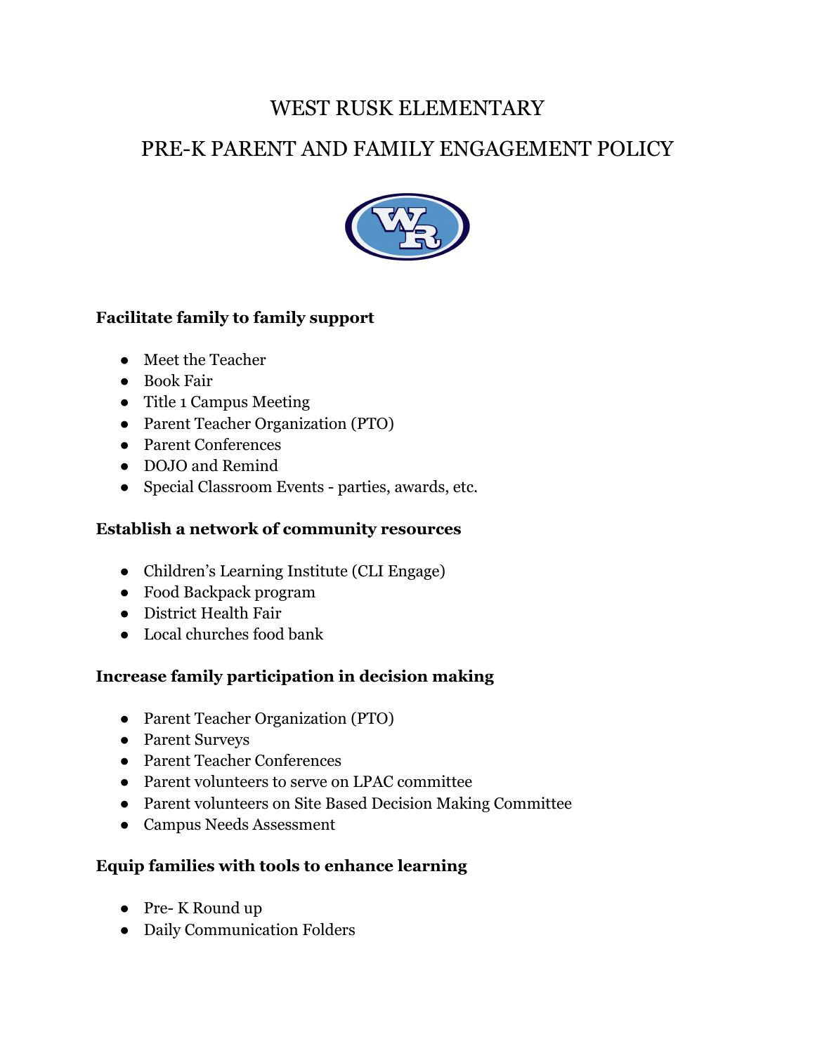# WEST RUSK ELEMENTARY

# PRE-K PARENT AND FAMILY ENGAGEMENT POLICY

**Facilitate family to family support**

- Meet the Teacher
- Book Fair
- Title 1 Campus Meeting
- Parent Teacher Organization (PTO)
- Parent Conferences
- DOJO and Remind
- Special Classroom Events - parties, awards, etc.

**Establish a network of community resources**

- Children's Learning Institute (CLI Engage)
- Food Backpack program
- District Health Fair
- Local churches food bank

**Increase family participation in decision making**

- Parent Teacher Organization (PTO)
- Parent Surveys
- Parent Teacher Conferences
- Parent volunteers to serve on LPAC committee
- Parent volunteers on Site Based Decision Making Committee
- Campus Needs Assessment

**Equip families with tools to enhance learning**

- Pre- K Round up
- Daily Communication Folders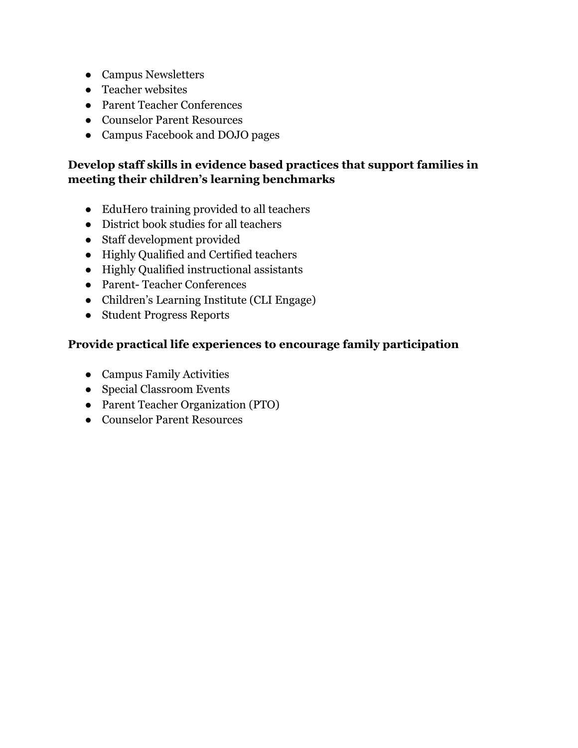- Campus Newsletters
- Teacher websites
- Parent Teacher Conferences
- Counselor Parent Resources
- Campus Facebook and DOJO pages

**Develop staff skills in evidence based practices that support families in meeting their children's learning benchmarks**

- EduHero training provided to all teachers
- District book studies for all teachers
- Staff development provided
- Highly Qualified and Certified teachers
- Highly Qualified instructional assistants
- Parent- Teacher Conferences
- Children's Learning Institute (CLI Engage)
- Student Progress Reports

**Provide practical life experiences to encourage family participation**

- Campus Family Activities
- Special Classroom Events
- Parent Teacher Organization (PTO)
- Counselor Parent Resources